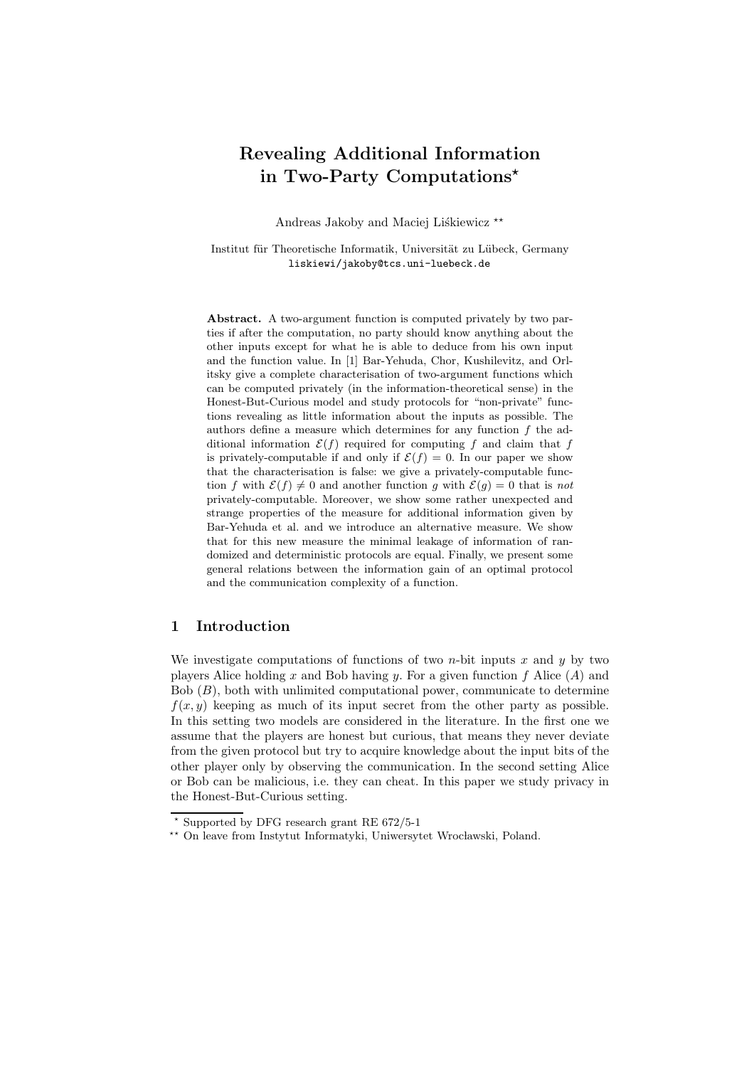# Revealing Additional Information in Two-Party Computations*

Andreas Jakoby and Maciej Liśkiewicz **

Institut für Theoretische Informatik, Universität zu Lübeck, Germany
liskiewi/jakoby@tcs.uni-luebeck.de

**Abstract.** A two-argument function is computed privately by two parties if after the computation, no party should know anything about the other inputs except for what he is able to deduce from his own input and the function value. In [1] Bar-Yehuda, Chor, Kushilevitz, and Orlitsky give a complete characterisation of two-argument functions which can be computed privately (in the information-theoretical sense) in the Honest-But-Curious model and study protocols for "non-private" functions revealing as little information about the inputs as possible. The authors define a measure which determines for any function $f$ the additional information $\mathcal{E}(f)$ required for computing $f$ and claim that $f$ is privately-computable if and only if $\mathcal{E}(f) = 0$. In our paper we show that the characterisation is false: we give a privately-computable function $f$ with $\mathcal{E}(f) \neq 0$ and another function $g$ with $\mathcal{E}(g) = 0$ that is *not* privately-computable. Moreover, we show some rather unexpected and strange properties of the measure for additional information given by Bar-Yehuda et al. and we introduce an alternative measure. We show that for this new measure the minimal leakage of information of randomized and deterministic protocols are equal. Finally, we present some general relations between the information gain of an optimal protocol and the communication complexity of a function.

## 1 Introduction

We investigate computations of functions of two $n$-bit inputs $x$ and $y$ by two players Alice holding $x$ and Bob having $y$. For a given function $f$ Alice ($A$) and Bob ($B$), both with unlimited computational power, communicate to determine $f(x, y)$ keeping as much of its input secret from the other party as possible. In this setting two models are considered in the literature. In the first one we assume that the players are honest but curious, that means they never deviate from the given protocol but try to acquire knowledge about the input bits of the other player only by observing the communication. In the second setting Alice or Bob can be malicious, i.e. they can cheat. In this paper we study privacy in the Honest-But-Curious setting.

* Supported by DFG research grant RE 672/5-1

** On leave from Instytut Informatyki, Uniwersytet Wroclawski, Poland.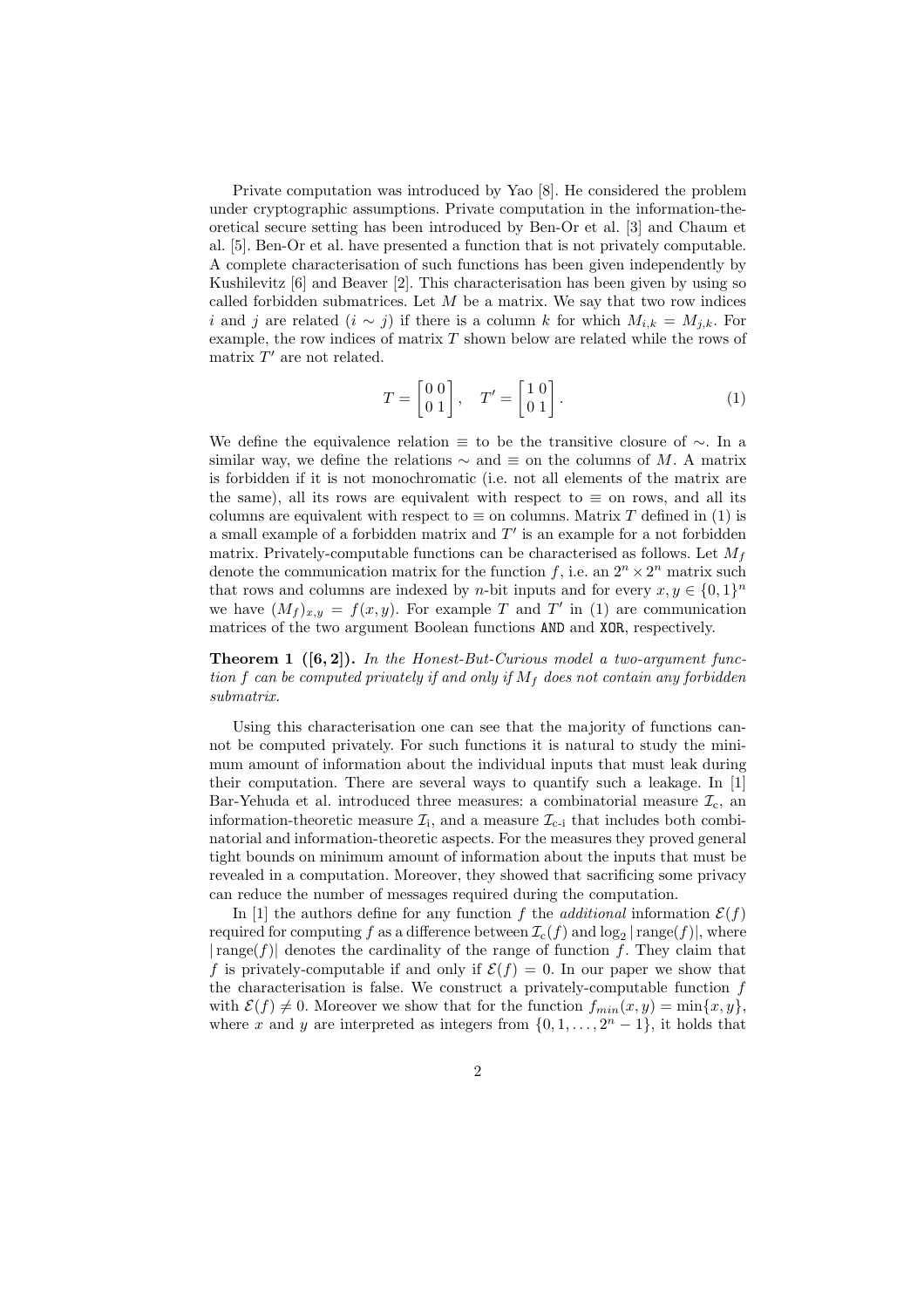Private computation was introduced by Yao [8]. He considered the problem under cryptographic assumptions. Private computation in the information-theoretical secure setting has been introduced by Ben-Or et al. [3] and Chaum et al. [5]. Ben-Or et al. have presented a function that is not privately computable. A complete characterisation of such functions has been given independently by Kushilevitz [6] and Beaver [2]. This characterisation has been given by using so called forbidden submatrices. Let $M$ be a matrix. We say that two row indices $i$ and $j$ are related ($i \sim j$) if there is a column $k$ for which $M_{i,k} = M_{j,k}$. For example, the row indices of matrix $T$ shown below are related while the rows of matrix $T'$ are not related.

$$T = \begin{bmatrix} 0 & 0 \\ 0 & 1 \end{bmatrix}, \quad T' = \begin{bmatrix} 1 & 0 \\ 0 & 1 \end{bmatrix}. \tag{1}$$

We define the equivalence relation $\equiv$ to be the transitive closure of $\sim$. In a similar way, we define the relations $\sim$ and $\equiv$ on the columns of $M$. A matrix is forbidden if it is not monochromatic (i.e. not all elements of the matrix are the same), all its rows are equivalent with respect to $\equiv$ on rows, and all its columns are equivalent with respect to $\equiv$ on columns. Matrix $T$ defined in (1) is a small example of a forbidden matrix and $T'$ is an example for a not forbidden matrix. Privately-computable functions can be characterised as follows. Let $M_f$ denote the communication matrix for the function $f$, i.e. an $2^n \times 2^n$ matrix such that rows and columns are indexed by $n$-bit inputs and for every $x, y \in \{0,1\}^n$ we have $(M_f)_{x,y} = f(x,y)$. For example $T$ and $T'$ in (1) are communication matrices of the two argument Boolean functions `AND` and `XOR`, respectively.

**Theorem 1 ([6, 2]).** *In the Honest-But-Curious model a two-argument function $f$ can be computed privately if and only if $M_f$ does not contain any forbidden submatrix.*

Using this characterisation one can see that the majority of functions cannot be computed privately. For such functions it is natural to study the minimum amount of information about the individual inputs that must leak during their computation. There are several ways to quantify such a leakage. In [1] Bar-Yehuda et al. introduced three measures: a combinatorial measure $\mathcal{I}_{\text{c}}$, an information-theoretic measure $\mathcal{I}_{\text{i}}$, and a measure $\mathcal{I}_{\text{c-i}}$ that includes both combinatorial and information-theoretic aspects. For the measures they proved general tight bounds on minimum amount of information about the inputs that must be revealed in a computation. Moreover, they showed that sacrificing some privacy can reduce the number of messages required during the computation.

In [1] the authors define for any function $f$ the *additional* information $\mathcal{E}(f)$ required for computing $f$ as a difference between $\mathcal{I}_{\text{c}}(f)$ and $\log_2 |\operatorname{range}(f)|$, where $|\operatorname{range}(f)|$ denotes the cardinality of the range of function $f$. They claim that $f$ is privately-computable if and only if $\mathcal{E}(f) = 0$. In our paper we show that the characterisation is false. We construct a privately-computable function $f$ with $\mathcal{E}(f) \neq 0$. Moreover we show that for the function $f_{min}(x,y) = \min\{x,y\}$, where $x$ and $y$ are interpreted as integers from $\{0, 1, \ldots, 2^n - 1\}$, it holds that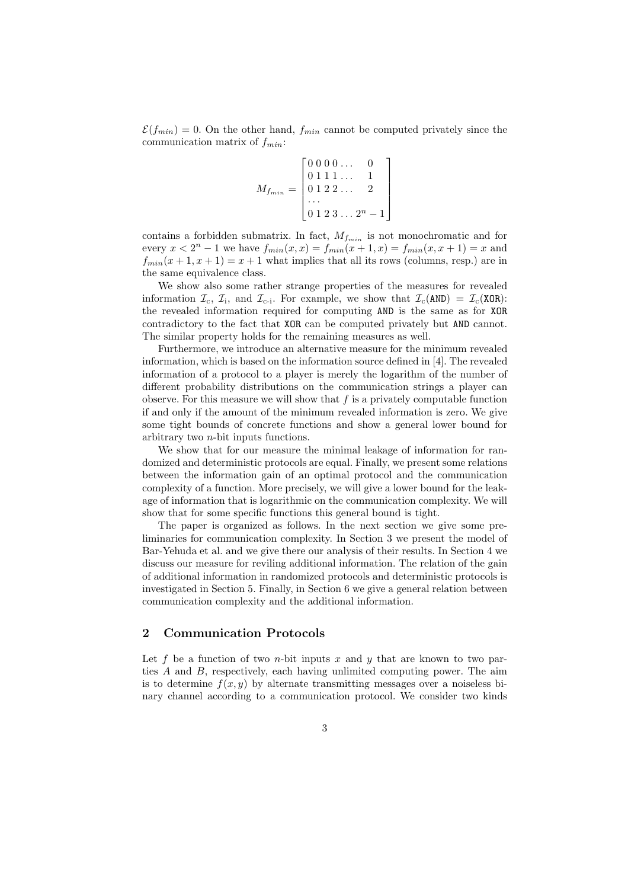$\mathcal{E}(f_{min}) = 0$. On the other hand, $f_{min}$ cannot be computed privately since the communication matrix of $f_{min}$:

$$M_{f_{min}} = \begin{bmatrix} 0\,0\,0\,0 \ldots & 0 \\ 0\,1\,1\,1 \ldots & 1 \\ 0\,1\,2\,2 \ldots & 2 \\ \ldots & \\ 0\,1\,2\,3 \ldots & 2^n - 1 \end{bmatrix}$$

contains a forbidden submatrix. In fact, $M_{f_{min}}$ is not monochromatic and for every $x < 2^n - 1$ we have $f_{min}(x, x) = f_{min}(x + 1, x) = f_{min}(x, x + 1) = x$ and $f_{min}(x + 1, x + 1) = x + 1$ what implies that all its rows (columns, resp.) are in the same equivalence class.

We show also some rather strange properties of the measures for revealed information $\mathcal{I}_c$, $\mathcal{I}_i$, and $\mathcal{I}_{c\text{-}i}$. For example, we show that $\mathcal{I}_c(\texttt{AND}) = \mathcal{I}_c(\texttt{XOR})$: the revealed information required for computing `AND` is the same as for `XOR` contradictory to the fact that `XOR` can be computed privately but `AND` cannot. The similar property holds for the remaining measures as well.

Furthermore, we introduce an alternative measure for the minimum revealed information, which is based on the information source defined in [4]. The revealed information of a protocol to a player is merely the logarithm of the number of different probability distributions on the communication strings a player can observe. For this measure we will show that $f$ is a privately computable function if and only if the amount of the minimum revealed information is zero. We give some tight bounds of concrete functions and show a general lower bound for arbitrary two $n$-bit inputs functions.

We show that for our measure the minimal leakage of information for randomized and deterministic protocols are equal. Finally, we present some relations between the information gain of an optimal protocol and the communication complexity of a function. More precisely, we will give a lower bound for the leakage of information that is logarithmic on the communication complexity. We will show that for some specific functions this general bound is tight.

The paper is organized as follows. In the next section we give some preliminaries for communication complexity. In Section 3 we present the model of Bar-Yehuda et al. and we give there our analysis of their results. In Section 4 we discuss our measure for reviling additional information. The relation of the gain of additional information in randomized protocols and deterministic protocols is investigated in Section 5. Finally, in Section 6 we give a general relation between communication complexity and the additional information.

## 2 Communication Protocols

Let $f$ be a function of two $n$-bit inputs $x$ and $y$ that are known to two parties $A$ and $B$, respectively, each having unlimited computing power. The aim is to determine $f(x, y)$ by alternate transmitting messages over a noiseless binary channel according to a communication protocol. We consider two kinds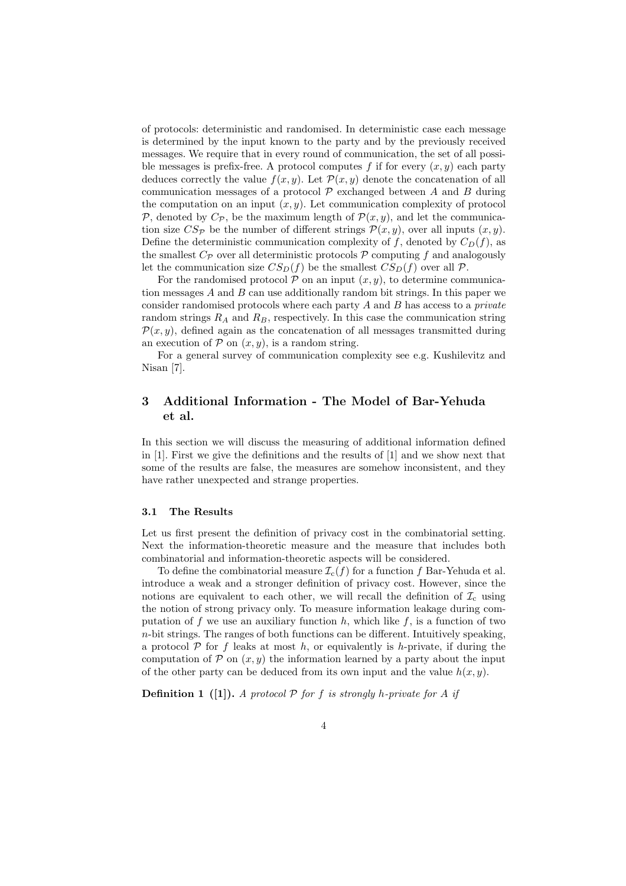of protocols: deterministic and randomised. In deterministic case each message is determined by the input known to the party and by the previously received messages. We require that in every round of communication, the set of all possible messages is prefix-free. A protocol computes $f$ if for every $(x, y)$ each party deduces correctly the value $f(x, y)$. Let $\mathcal{P}(x, y)$ denote the concatenation of all communication messages of a protocol $\mathcal{P}$ exchanged between $A$ and $B$ during the computation on an input $(x, y)$. Let communication complexity of protocol $\mathcal{P}$, denoted by $C_{\mathcal{P}}$, be the maximum length of $\mathcal{P}(x, y)$, and let the communication size $CS_{\mathcal{P}}$ be the number of different strings $\mathcal{P}(x, y)$, over all inputs $(x, y)$. Define the deterministic communication complexity of $f$, denoted by $C_D(f)$, as the smallest $C_{\mathcal{P}}$ over all deterministic protocols $\mathcal{P}$ computing $f$ and analogously let the communication size $CS_D(f)$ be the smallest $CS_D(f)$ over all $\mathcal{P}$.

For the randomised protocol $\mathcal{P}$ on an input $(x, y)$, to determine communication messages $A$ and $B$ can use additionally random bit strings. In this paper we consider randomised protocols where each party $A$ and $B$ has access to a *private* random strings $R_A$ and $R_B$, respectively. In this case the communication string $\mathcal{P}(x, y)$, defined again as the concatenation of all messages transmitted during an execution of $\mathcal{P}$ on $(x, y)$, is a random string.

For a general survey of communication complexity see e.g. Kushilevitz and Nisan [7].

## 3 Additional Information - The Model of Bar-Yehuda et al.

In this section we will discuss the measuring of additional information defined in [1]. First we give the definitions and the results of [1] and we show next that some of the results are false, the measures are somehow inconsistent, and they have rather unexpected and strange properties.

### 3.1 The Results

Let us first present the definition of privacy cost in the combinatorial setting. Next the information-theoretic measure and the measure that includes both combinatorial and information-theoretic aspects will be considered.

To define the combinatorial measure $\mathcal{I}_c(f)$ for a function $f$ Bar-Yehuda et al. introduce a weak and a stronger definition of privacy cost. However, since the notions are equivalent to each other, we will recall the definition of $\mathcal{I}_c$ using the notion of strong privacy only. To measure information leakage during computation of $f$ we use an auxiliary function $h$, which like $f$, is a function of two $n$-bit strings. The ranges of both functions can be different. Intuitively speaking, a protocol $\mathcal{P}$ for $f$ leaks at most $h$, or equivalently is $h$-private, if during the computation of $\mathcal{P}$ on $(x, y)$ the information learned by a party about the input of the other party can be deduced from its own input and the value $h(x, y)$.

**Definition 1 ([1]).** *A protocol $\mathcal{P}$ for $f$ is strongly $h$-private for $A$ if*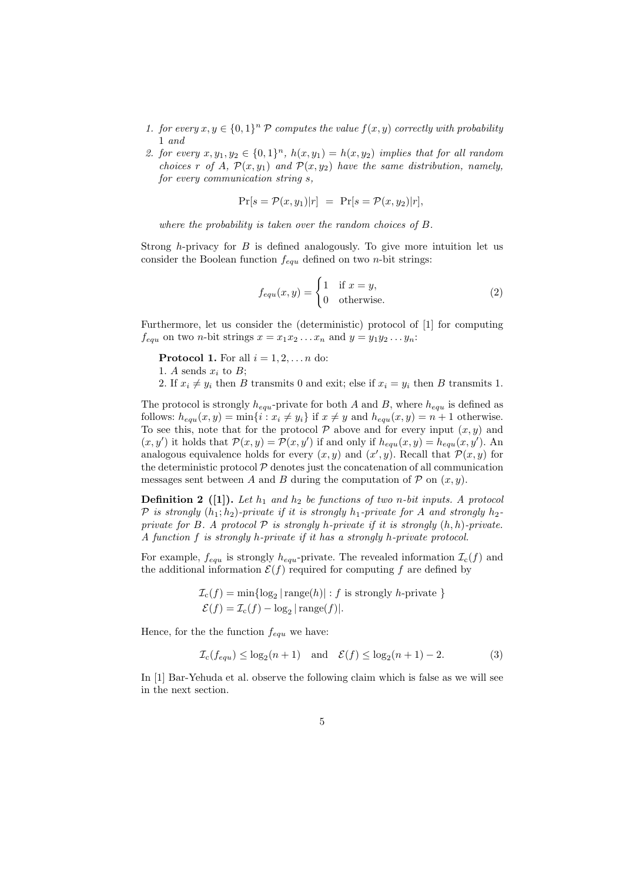1. *for every $x, y \in \{0,1\}^n$ $\mathcal{P}$ computes the value $f(x,y)$ correctly with probability 1 and*
2. *for every $x, y_1, y_2 \in \{0,1\}^n$, $h(x, y_1) = h(x, y_2)$ implies that for all random choices $r$ of $A$, $\mathcal{P}(x, y_1)$ and $\mathcal{P}(x, y_2)$ have the same distribution, namely, for every communication string $s$,*

$$\Pr[s = \mathcal{P}(x, y_1)|r] \;=\; \Pr[s = \mathcal{P}(x, y_2)|r],$$

*where the probability is taken over the random choices of $B$.*

Strong $h$-privacy for $B$ is defined analogously. To give more intuition let us consider the Boolean function $f_{equ}$ defined on two $n$-bit strings:

$$f_{equ}(x,y) = \begin{cases} 1 & \text{if } x = y, \\ 0 & \text{otherwise.} \end{cases} \tag{2}$$

Furthermore, let us consider the (deterministic) protocol of [1] for computing $f_{equ}$ on two $n$-bit strings $x = x_1 x_2 \ldots x_n$ and $y = y_1 y_2 \ldots y_n$:

**Protocol 1.** For all $i = 1, 2, \ldots n$ do:
1. $A$ sends $x_i$ to $B$;
2. If $x_i \neq y_i$ then $B$ transmits 0 and exit; else if $x_i = y_i$ then $B$ transmits 1.

The protocol is strongly $h_{equ}$-private for both $A$ and $B$, where $h_{equ}$ is defined as follows: $h_{equ}(x,y) = \min\{i : x_i \neq y_i\}$ if $x \neq y$ and $h_{equ}(x,y) = n+1$ otherwise. To see this, note that for the protocol $\mathcal{P}$ above and for every input $(x,y)$ and $(x,y')$ it holds that $\mathcal{P}(x,y) = \mathcal{P}(x,y')$ if and only if $h_{equ}(x,y) = h_{equ}(x,y')$. An analogous equivalence holds for every $(x,y)$ and $(x',y)$. Recall that $\mathcal{P}(x,y)$ for the deterministic protocol $\mathcal{P}$ denotes just the concatenation of all communication messages sent between $A$ and $B$ during the computation of $\mathcal{P}$ on $(x,y)$.

**Definition 2 ([1]).** *Let $h_1$ and $h_2$ be functions of two $n$-bit inputs. A protocol $\mathcal{P}$ is strongly $(h_1; h_2)$-private if it is strongly $h_1$-private for $A$ and strongly $h_2$-private for $B$. A protocol $\mathcal{P}$ is strongly $h$-private if it is strongly $(h,h)$-private. A function $f$ is strongly $h$-private if it has a strongly $h$-private protocol.*

For example, $f_{equ}$ is strongly $h_{equ}$-private. The revealed information $\mathcal{I}_c(f)$ and the additional information $\mathcal{E}(f)$ required for computing $f$ are defined by

$$\begin{aligned} \mathcal{I}_c(f) &= \min\{\log_2 |\text{range}(h)| : f \text{ is strongly } h\text{-private }\} \\ \mathcal{E}(f) &= \mathcal{I}_c(f) - \log_2 |\text{range}(f)|. \end{aligned}$$

Hence, for the the function $f_{equ}$ we have:

$$\mathcal{I}_c(f_{equ}) \leq \log_2(n+1) \quad \text{and} \quad \mathcal{E}(f) \leq \log_2(n+1) - 2. \tag{3}$$

In [1] Bar-Yehuda et al. observe the following claim which is false as we will see in the next section.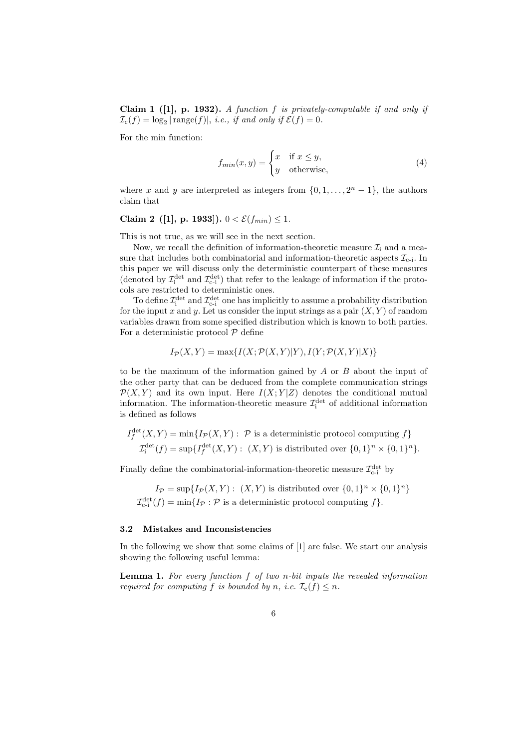**Claim 1 ([1], p. 1932).** *A function $f$ is privately-computable if and only if $\mathcal{I}_{\mathrm{c}}(f) = \log_2 |\operatorname{range}(f)|$, i.e., if and only if $\mathcal{E}(f) = 0$.*

For the min function:

$$f_{min}(x, y) = \begin{cases} x & \text{if } x \leq y, \\ y & \text{otherwise,} \end{cases} \tag{4}$$

where $x$ and $y$ are interpreted as integers from $\{0, 1, \ldots, 2^n - 1\}$, the authors claim that

**Claim 2 ([1], p. 1933]).** $0 < \mathcal{E}(f_{min}) \leq 1$.

This is not true, as we will see in the next section.

Now, we recall the definition of information-theoretic measure $\mathcal{I}_{\mathrm{i}}$ and a measure that includes both combinatorial and information-theoretic aspects $\mathcal{I}_{\text{c-i}}$. In this paper we will discuss only the deterministic counterpart of these measures (denoted by $\mathcal{I}_{\mathrm{i}}^{\det}$ and $\mathcal{I}_{\text{c-i}}^{\det}$) that refer to the leakage of information if the protocols are restricted to deterministic ones.

To define $\mathcal{I}_{\mathrm{i}}^{\det}$ and $\mathcal{I}_{\text{c-i}}^{\det}$ one has implicitly to assume a probability distribution for the input $x$ and $y$. Let us consider the input strings as a pair $(X, Y)$ of random variables drawn from some specified distribution which is known to both parties. For a deterministic protocol $\mathcal{P}$ define

$$I_{\mathcal{P}}(X, Y) = \max\{I(X; \mathcal{P}(X, Y)|Y), I(Y; \mathcal{P}(X, Y)|X)\}$$

to be the maximum of the information gained by $A$ or $B$ about the input of the other party that can be deduced from the complete communication strings $\mathcal{P}(X, Y)$ and its own input. Here $I(X; Y|Z)$ denotes the conditional mutual information. The information-theoretic measure $\mathcal{I}_{\mathrm{i}}^{\det}$ of additional information is defined as follows

$$I_f^{\det}(X, Y) = \min\{I_{\mathcal{P}}(X, Y) : \ \mathcal{P} \text{ is a deterministic protocol computing } f\}$$
$$\mathcal{I}_{\mathrm{i}}^{\det}(f) = \sup\{I_f^{\det}(X, Y) : \ (X, Y) \text{ is distributed over } \{0, 1\}^n \times \{0, 1\}^n\}.$$

Finally define the combinatorial-information-theoretic measure $\mathcal{I}_{\text{c-i}}^{\det}$ by

$$I_{\mathcal{P}} = \sup\{I_{\mathcal{P}}(X, Y) : \ (X, Y) \text{ is distributed over } \{0, 1\}^n \times \{0, 1\}^n\}$$
$$\mathcal{I}_{\text{c-i}}^{\det}(f) = \min\{I_{\mathcal{P}} : \mathcal{P} \text{ is a deterministic protocol computing } f\}.$$

### 3.2 Mistakes and Inconsistencies

In the following we show that some claims of [1] are false. We start our analysis showing the following useful lemma:

**Lemma 1.** *For every function $f$ of two $n$-bit inputs the revealed information required for computing $f$ is bounded by $n$, i.e. $\mathcal{I}_{\mathrm{c}}(f) \leq n$.*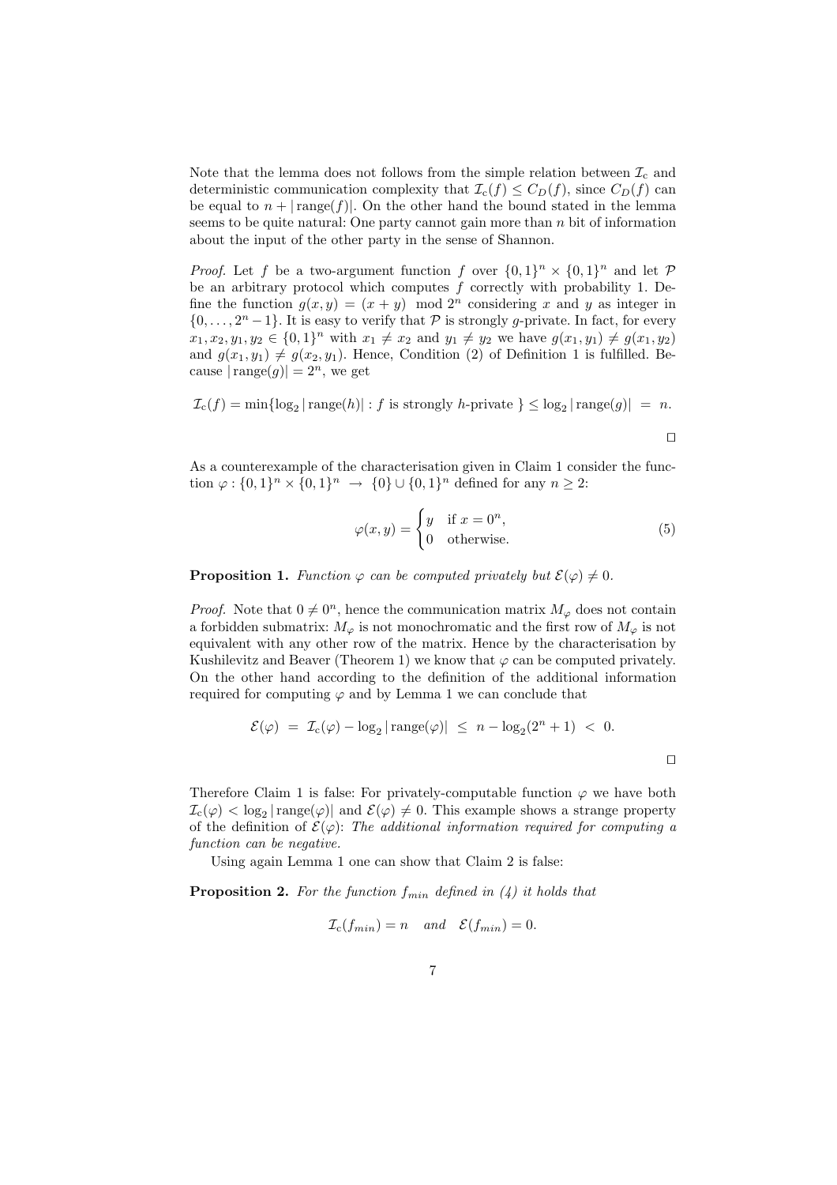Note that the lemma does not follows from the simple relation between $\mathcal{I}_c$ and deterministic communication complexity that $\mathcal{I}_c(f) \leq C_D(f)$, since $C_D(f)$ can be equal to $n + |\operatorname{range}(f)|$. On the other hand the bound stated in the lemma seems to be quite natural: One party cannot gain more than $n$ bit of information about the input of the other party in the sense of Shannon.

*Proof.* Let $f$ be a two-argument function $f$ over $\{0,1\}^n \times \{0,1\}^n$ and let $\mathcal{P}$ be an arbitrary protocol which computes $f$ correctly with probability 1. Define the function $g(x,y) = (x+y) \mod 2^n$ considering $x$ and $y$ as integer in $\{0, \ldots, 2^n - 1\}$. It is easy to verify that $\mathcal{P}$ is strongly $g$-private. In fact, for every $x_1, x_2, y_1, y_2 \in \{0,1\}^n$ with $x_1 \neq x_2$ and $y_1 \neq y_2$ we have $g(x_1, y_1) \neq g(x_1, y_2)$ and $g(x_1, y_1) \neq g(x_2, y_1)$. Hence, Condition (2) of Definition 1 is fulfilled. Because $|\operatorname{range}(g)| = 2^n$, we get

$$\mathcal{I}_c(f) = \min\{\log_2 |\operatorname{range}(h)| : f \text{ is strongly } h\text{-private }\} \leq \log_2 |\operatorname{range}(g)| \;=\; n.$$

□

As a counterexample of the characterisation given in Claim 1 consider the function $\varphi : \{0,1\}^n \times \{0,1\}^n \;\rightarrow\; \{0\} \cup \{0,1\}^n$ defined for any $n \geq 2$:

$$\varphi(x,y) = \begin{cases} y & \text{if } x = 0^n, \\ 0 & \text{otherwise.} \end{cases} \tag{5}$$

**Proposition 1.** *Function $\varphi$ can be computed privately but $\mathcal{E}(\varphi) \neq 0$.*

*Proof.* Note that $0 \neq 0^n$, hence the communication matrix $M_\varphi$ does not contain a forbidden submatrix: $M_\varphi$ is not monochromatic and the first row of $M_\varphi$ is not equivalent with any other row of the matrix. Hence by the characterisation by Kushilevitz and Beaver (Theorem 1) we know that $\varphi$ can be computed privately. On the other hand according to the definition of the additional information required for computing $\varphi$ and by Lemma 1 we can conclude that

$$\mathcal{E}(\varphi) \;=\; \mathcal{I}_c(\varphi) - \log_2 |\operatorname{range}(\varphi)| \;\leq\; n - \log_2(2^n + 1) \;<\; 0.$$

□

Therefore Claim 1 is false: For privately-computable function $\varphi$ we have both $\mathcal{I}_c(\varphi) < \log_2 |\operatorname{range}(\varphi)|$ and $\mathcal{E}(\varphi) \neq 0$. This example shows a strange property of the definition of $\mathcal{E}(\varphi)$: *The additional information required for computing a function can be negative.*

Using again Lemma 1 one can show that Claim 2 is false:

**Proposition 2.** *For the function $f_{min}$ defined in (4) it holds that*

$$\mathcal{I}_c(f_{min}) = n \quad \textit{and} \quad \mathcal{E}(f_{min}) = 0.$$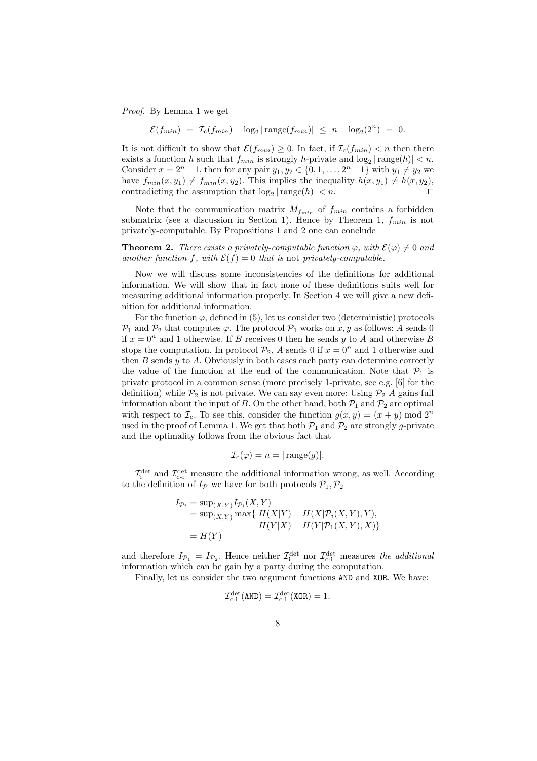*Proof.* By Lemma 1 we get

$$\mathcal{E}(f_{min}) \;=\; \mathcal{I}_{\text{c}}(f_{min}) - \log_2 |\operatorname{range}(f_{min})| \;\leq\; n - \log_2(2^n) \;=\; 0.$$

It is not difficult to show that $\mathcal{E}(f_{min}) \geq 0$. In fact, if $\mathcal{I}_{\text{c}}(f_{min}) < n$ then there exists a function $h$ such that $f_{min}$ is strongly $h$-private and $\log_2 |\operatorname{range}(h)| < n$. Consider $x = 2^n - 1$, then for any pair $y_1, y_2 \in \{0, 1, \ldots, 2^n - 1\}$ with $y_1 \neq y_2$ we have $f_{min}(x, y_1) \neq f_{min}(x, y_2)$. This implies the inequality $h(x, y_1) \neq h(x, y_2)$, contradicting the assumption that $\log_2 |\operatorname{range}(h)| < n$. $\square$

Note that the communication matrix $M_{f_{min}}$ of $f_{min}$ contains a forbidden submatrix (see a discussion in Section 1). Hence by Theorem 1, $f_{min}$ is not privately-computable. By Propositions 1 and 2 one can conclude

**Theorem 2.** *There exists a privately-computable function $\varphi$, with $\mathcal{E}(\varphi) \neq 0$ and another function $f$, with $\mathcal{E}(f) = 0$ that is* not *privately-computable.*

Now we will discuss some inconsistencies of the definitions for additional information. We will show that in fact none of these definitions suits well for measuring additional information properly. In Section 4 we will give a new definition for additional information.

For the function $\varphi$, defined in (5), let us consider two (deterministic) protocols $\mathcal{P}_1$ and $\mathcal{P}_2$ that computes $\varphi$. The protocol $\mathcal{P}_1$ works on $x, y$ as follows: $A$ sends 0 if $x = 0^n$ and 1 otherwise. If $B$ receives 0 then he sends $y$ to $A$ and otherwise $B$ stops the computation. In protocol $\mathcal{P}_2$, $A$ sends 0 if $x = 0^n$ and 1 otherwise and then $B$ sends $y$ to $A$. Obviously in both cases each party can determine correctly the value of the function at the end of the communication. Note that $\mathcal{P}_1$ is private protocol in a common sense (more precisely 1-private, see e.g. [6] for the definition) while $\mathcal{P}_2$ is not private. We can say even more: Using $\mathcal{P}_2$ $A$ gains full information about the input of $B$. On the other hand, both $\mathcal{P}_1$ and $\mathcal{P}_2$ are optimal with respect to $\mathcal{I}_{\text{c}}$. To see this, consider the function $g(x, y) = (x + y) \bmod 2^n$ used in the proof of Lemma 1. We get that both $\mathcal{P}_1$ and $\mathcal{P}_2$ are strongly $g$-private and the optimality follows from the obvious fact that

$$\mathcal{I}_{\text{c}}(\varphi) = n = |\operatorname{range}(g)|.$$

$\mathcal{I}_{\text{i}}^{\text{det}}$ and $\mathcal{I}_{\text{c-i}}^{\text{det}}$ measure the additional information wrong, as well. According to the definition of $I_{\mathcal{P}}$ we have for both protocols $\mathcal{P}_1, \mathcal{P}_2$

$$\begin{aligned}
I_{\mathcal{P}_i} &= \sup_{(X,Y)} I_{\mathcal{P}_i}(X, Y) \\
&= \sup_{(X,Y)} \max\{\, H(X|Y) - H(X|\mathcal{P}_i(X, Y), Y), \\
&\qquad\qquad\qquad H(Y|X) - H(Y|\mathcal{P}_1(X, Y), X)\} \\
&= H(Y)
\end{aligned}$$

and therefore $I_{\mathcal{P}_1} = I_{\mathcal{P}_2}$. Hence neither $\mathcal{I}_{\text{i}}^{\text{det}}$ nor $\mathcal{I}_{\text{c-i}}^{\text{det}}$ measures *the additional* information which can be gain by a party during the computation.

Finally, let us consider the two argument functions `AND` and `XOR`. We have:

$$\mathcal{I}_{\text{c-i}}^{\text{det}}(\texttt{AND}) = \mathcal{I}_{\text{c-i}}^{\text{det}}(\texttt{XOR}) = 1.$$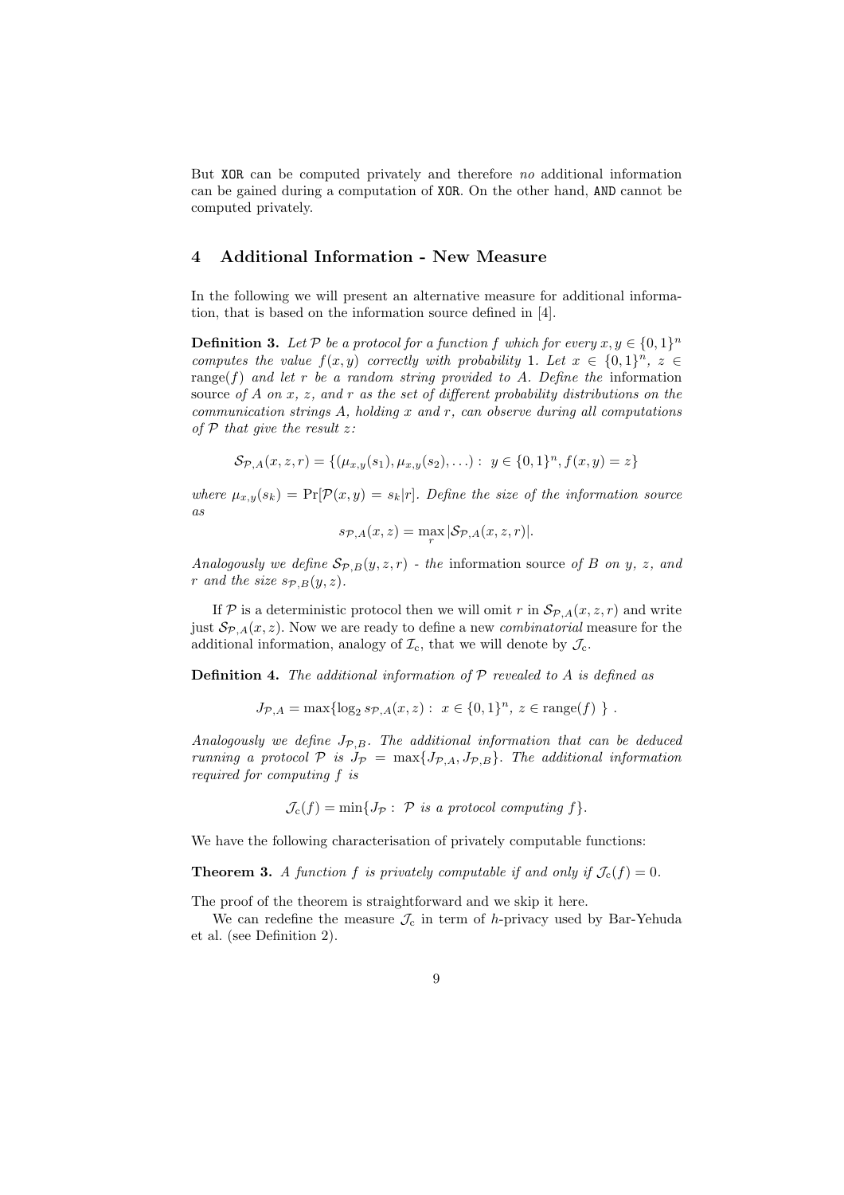But XOR can be computed privately and therefore *no* additional information can be gained during a computation of XOR. On the other hand, AND cannot be computed privately.

## 4 Additional Information - New Measure

In the following we will present an alternative measure for additional information, that is based on the information source defined in [4].

**Definition 3.** *Let $\mathcal{P}$ be a protocol for a function $f$ which for every $x, y \in \{0,1\}^n$ computes the value $f(x, y)$ correctly with probability 1. Let $x \in \{0,1\}^n$, $z \in \text{range}(f)$ and let $r$ be a random string provided to $A$. Define the* information source *of $A$ on $x$, $z$, and $r$ as the set of different probability distributions on the communication strings $A$, holding $x$ and $r$, can observe during all computations of $\mathcal{P}$ that give the result $z$:*

$$\mathcal{S}_{\mathcal{P},A}(x, z, r) = \{(\mu_{x,y}(s_1), \mu_{x,y}(s_2), \ldots) : \; y \in \{0,1\}^n, f(x, y) = z\}$$

*where $\mu_{x,y}(s_k) = \Pr[\mathcal{P}(x, y) = s_k | r]$. Define the size of the information source as*

$$s_{\mathcal{P},A}(x, z) = \max_r |\mathcal{S}_{\mathcal{P},A}(x, z, r)|.$$

*Analogously we define $\mathcal{S}_{\mathcal{P},B}(y, z, r)$ - the* information source *of $B$ on $y$, $z$, and $r$ and the size $s_{\mathcal{P},B}(y, z)$.*

If $\mathcal{P}$ is a deterministic protocol then we will omit $r$ in $\mathcal{S}_{\mathcal{P},A}(x, z, r)$ and write just $\mathcal{S}_{\mathcal{P},A}(x, z)$. Now we are ready to define a new *combinatorial* measure for the additional information, analogy of $\mathcal{I}_\text{c}$, that we will denote by $\mathcal{J}_\text{c}$.

**Definition 4.** *The additional information of $\mathcal{P}$ revealed to $A$ is defined as*

$$J_{\mathcal{P},A} = \max\{\log_2 s_{\mathcal{P},A}(x, z) : \; x \in \{0,1\}^n, \; z \in \text{range}(f) \; \} \; .$$

*Analogously we define $J_{\mathcal{P},B}$. The additional information that can be deduced running a protocol $\mathcal{P}$ is $J_\mathcal{P} = \max\{J_{\mathcal{P},A}, J_{\mathcal{P},B}\}$. The additional information required for computing $f$ is*

$$\mathcal{J}_\text{c}(f) = \min\{J_\mathcal{P} : \; \mathcal{P} \text{ is a protocol computing } f\}.$$

We have the following characterisation of privately computable functions:

**Theorem 3.** *A function $f$ is privately computable if and only if $\mathcal{J}_\text{c}(f) = 0$.*

The proof of the theorem is straightforward and we skip it here.

We can redefine the measure $\mathcal{J}_\text{c}$ in term of $h$-privacy used by Bar-Yehuda et al. (see Definition 2).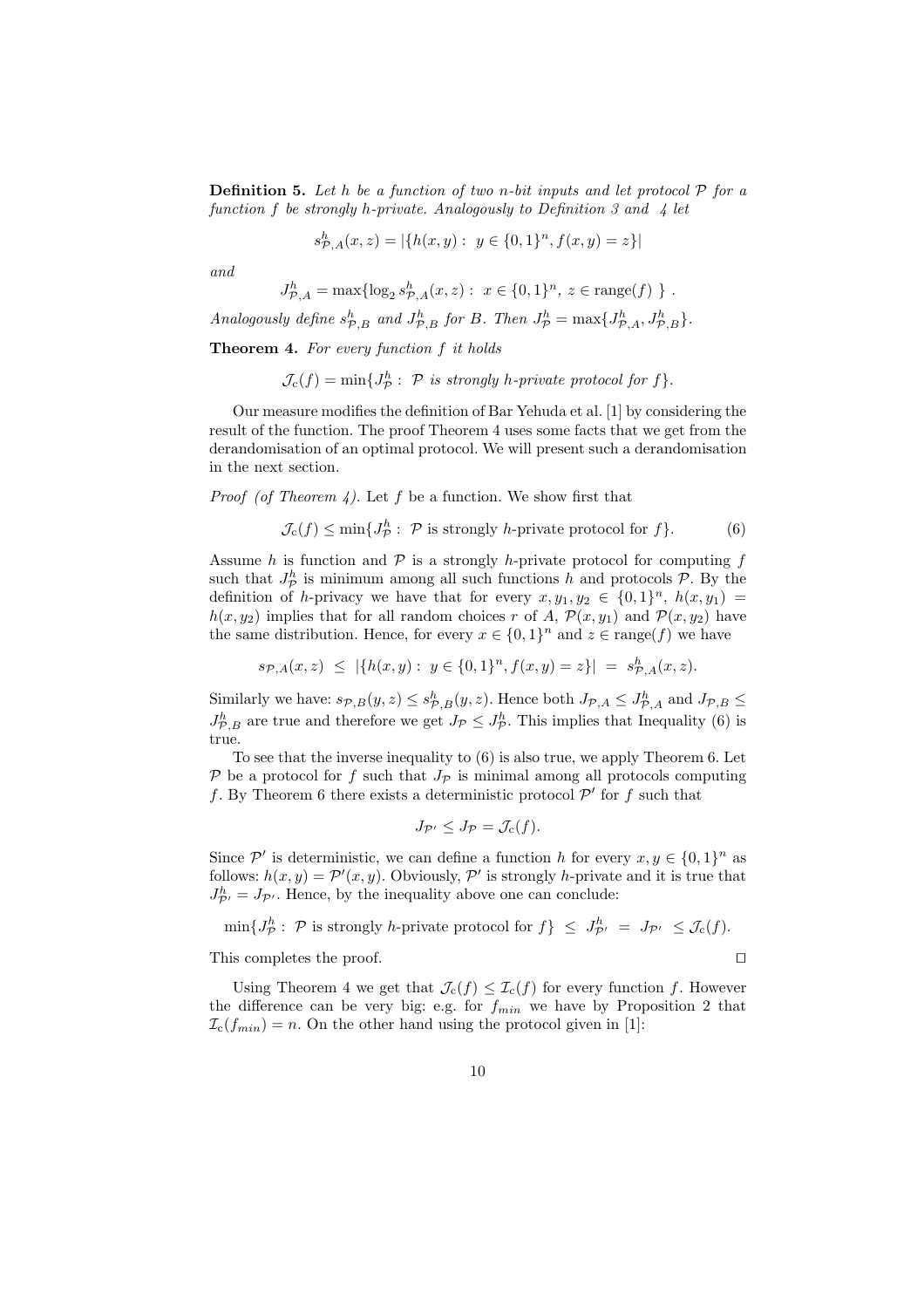**Definition 5.** *Let $h$ be a function of two $n$-bit inputs and let protocol $\mathcal{P}$ for a function $f$ be strongly $h$-private. Analogously to Definition 3 and 4 let*

$$s^h_{\mathcal{P},A}(x,z) = |\{h(x,y) :\ y \in \{0,1\}^n, f(x,y) = z\}|$$

*and*

$$J^h_{\mathcal{P},A} = \max\{\log_2 s^h_{\mathcal{P},A}(x,z) :\ x \in \{0,1\}^n,\ z \in \mathrm{range}(f)\ \}\ .$$

*Analogously define $s^h_{\mathcal{P},B}$ and $J^h_{\mathcal{P},B}$ for $B$. Then $J^h_{\mathcal{P}} = \max\{J^h_{\mathcal{P},A}, J^h_{\mathcal{P},B}\}$.*

**Theorem 4.** *For every function $f$ it holds*

$$\mathcal{J}_{\mathrm{c}}(f) = \min\{J^h_{\mathcal{P}} :\ \mathcal{P} \text{ is strongly } h\text{-private protocol for } f\}.$$

Our measure modifies the definition of Bar Yehuda et al. [1] by considering the result of the function. The proof Theorem 4 uses some facts that we get from the derandomisation of an optimal protocol. We will present such a derandomisation in the next section.

*Proof (of Theorem 4).* Let $f$ be a function. We show first that

$$\mathcal{J}_{\mathrm{c}}(f) \leq \min\{J^h_{\mathcal{P}} :\ \mathcal{P} \text{ is strongly } h\text{-private protocol for } f\}. \tag{6}$$

Assume $h$ is function and $\mathcal{P}$ is a strongly $h$-private protocol for computing $f$ such that $J^h_{\mathcal{P}}$ is minimum among all such functions $h$ and protocols $\mathcal{P}$. By the definition of $h$-privacy we have that for every $x, y_1, y_2 \in \{0,1\}^n$, $h(x,y_1) = h(x,y_2)$ implies that for all random choices $r$ of $A$, $\mathcal{P}(x,y_1)$ and $\mathcal{P}(x,y_2)$ have the same distribution. Hence, for every $x \in \{0,1\}^n$ and $z \in \mathrm{range}(f)$ we have

$$s_{\mathcal{P},A}(x,z)\ \leq\ |\{h(x,y) :\ y \in \{0,1\}^n, f(x,y) = z\}|\ =\ s^h_{\mathcal{P},A}(x,z).$$

Similarly we have: $s_{\mathcal{P},B}(y,z) \leq s^h_{\mathcal{P},B}(y,z)$. Hence both $J_{\mathcal{P},A} \leq J^h_{\mathcal{P},A}$ and $J_{\mathcal{P},B} \leq J^h_{\mathcal{P},B}$ are true and therefore we get $J_{\mathcal{P}} \leq J^h_{\mathcal{P}}$. This implies that Inequality (6) is true.

To see that the inverse inequality to (6) is also true, we apply Theorem 6. Let $\mathcal{P}$ be a protocol for $f$ such that $J_{\mathcal{P}}$ is minimal among all protocols computing $f$. By Theorem 6 there exists a deterministic protocol $\mathcal{P}'$ for $f$ such that

$$J_{\mathcal{P}'} \leq J_{\mathcal{P}} = \mathcal{J}_{\mathrm{c}}(f).$$

Since $\mathcal{P}'$ is deterministic, we can define a function $h$ for every $x, y \in \{0,1\}^n$ as follows: $h(x,y) = \mathcal{P}'(x,y)$. Obviously, $\mathcal{P}'$ is strongly $h$-private and it is true that $J^h_{\mathcal{P}'} = J_{\mathcal{P}'}$. Hence, by the inequality above one can conclude:

$$\min\{J^h_{\mathcal{P}} :\ \mathcal{P} \text{ is strongly } h\text{-private protocol for } f\}\ \leq\ J^h_{\mathcal{P}'}\ =\ J_{\mathcal{P}'}\ \leq \mathcal{J}_{\mathrm{c}}(f).$$

This completes the proof. $\square$

Using Theorem 4 we get that $\mathcal{J}_{\mathrm{c}}(f) \leq \mathcal{I}_{\mathrm{c}}(f)$ for every function $f$. However the difference can be very big: e.g. for $f_{min}$ we have by Proposition 2 that $\mathcal{I}_{\mathrm{c}}(f_{min}) = n$. On the other hand using the protocol given in [1]: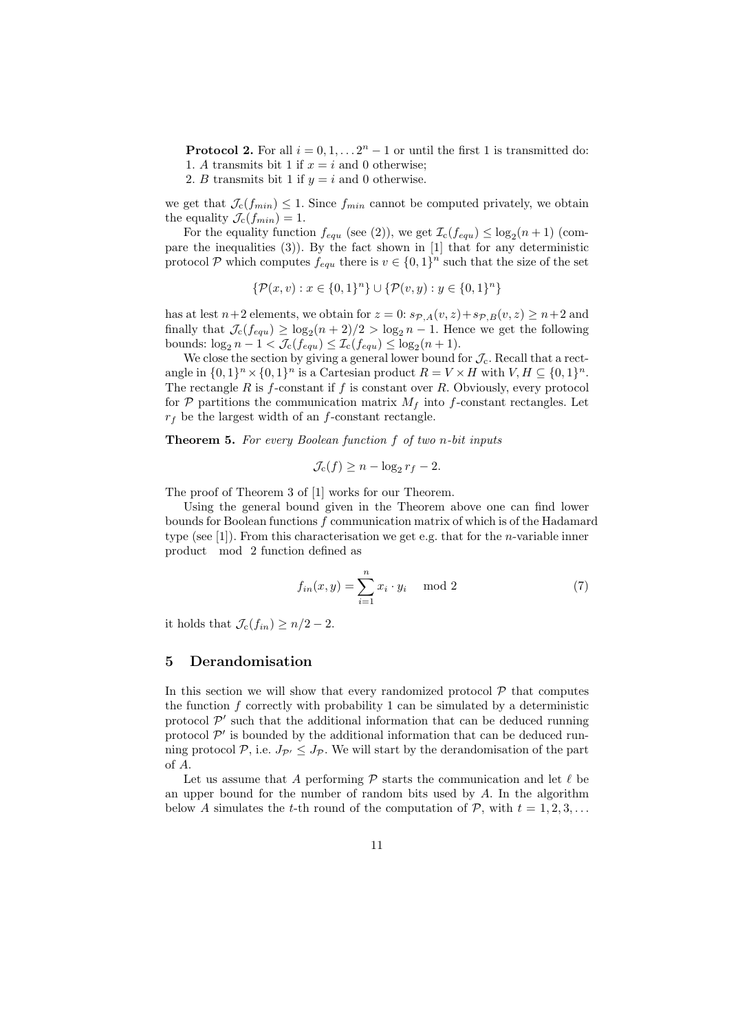**Protocol 2.** For all $i = 0, 1, \ldots 2^n - 1$ or until the first 1 is transmitted do:
1. $A$ transmits bit 1 if $x = i$ and 0 otherwise;
2. $B$ transmits bit 1 if $y = i$ and 0 otherwise.

we get that $\mathcal{J}_c(f_{min}) \leq 1$. Since $f_{min}$ cannot be computed privately, we obtain the equality $\mathcal{J}_c(f_{min}) = 1$.

For the equality function $f_{equ}$ (see (2)), we get $\mathcal{I}_c(f_{equ}) \leq \log_2(n+1)$ (compare the inequalities (3)). By the fact shown in [1] that for any deterministic protocol $\mathcal{P}$ which computes $f_{equ}$ there is $v \in \{0,1\}^n$ such that the size of the set

$$\{\mathcal{P}(x, v) : x \in \{0,1\}^n\} \cup \{\mathcal{P}(v, y) : y \in \{0,1\}^n\}$$

has at lest $n+2$ elements, we obtain for $z = 0$: $s_{\mathcal{P},A}(v, z) + s_{\mathcal{P},B}(v, z) \geq n+2$ and finally that $\mathcal{J}_c(f_{equ}) \geq \log_2(n+2)/2 > \log_2 n - 1$. Hence we get the following bounds: $\log_2 n - 1 < \mathcal{J}_c(f_{equ}) \leq \mathcal{I}_c(f_{equ}) \leq \log_2(n+1)$.

We close the section by giving a general lower bound for $\mathcal{J}_c$. Recall that a rectangle in $\{0,1\}^n \times \{0,1\}^n$ is a Cartesian product $R = V \times H$ with $V, H \subseteq \{0,1\}^n$. The rectangle $R$ is $f$-constant if $f$ is constant over $R$. Obviously, every protocol for $\mathcal{P}$ partitions the communication matrix $M_f$ into $f$-constant rectangles. Let $r_f$ be the largest width of an $f$-constant rectangle.

**Theorem 5.** *For every Boolean function $f$ of two $n$-bit inputs*

$$\mathcal{J}_c(f) \geq n - \log_2 r_f - 2.$$

The proof of Theorem 3 of [1] works for our Theorem.

Using the general bound given in the Theorem above one can find lower bounds for Boolean functions $f$ communication matrix of which is of the Hadamard type (see [1]). From this characterisation we get e.g. that for the $n$-variable inner product mod 2 function defined as

$$f_{in}(x, y) = \sum_{i=1}^{n} x_i \cdot y_i \mod 2 \tag{7}$$

it holds that $\mathcal{J}_c(f_{in}) \geq n/2 - 2$.

## 5 Derandomisation

In this section we will show that every randomized protocol $\mathcal{P}$ that computes the function $f$ correctly with probability 1 can be simulated by a deterministic protocol $\mathcal{P}'$ such that the additional information that can be deduced running protocol $\mathcal{P}'$ is bounded by the additional information that can be deduced running protocol $\mathcal{P}$, i.e. $J_{\mathcal{P}'} \leq J_{\mathcal{P}}$. We will start by the derandomisation of the part of $A$.

Let us assume that $A$ performing $\mathcal{P}$ starts the communication and let $\ell$ be an upper bound for the number of random bits used by $A$. In the algorithm below $A$ simulates the $t$-th round of the computation of $\mathcal{P}$, with $t = 1, 2, 3, \ldots$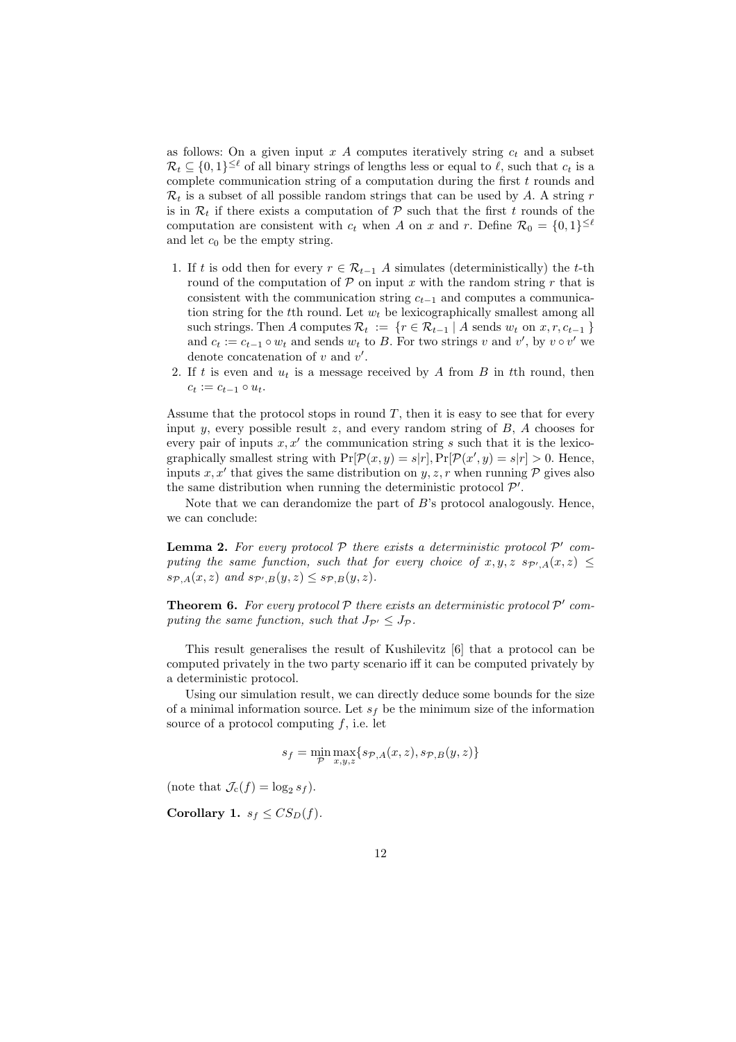as follows: On a given input $x$ $A$ computes iteratively string $c_t$ and a subset $\mathcal{R}_t \subseteq \{0,1\}^{\leq \ell}$ of all binary strings of lengths less or equal to $\ell$, such that $c_t$ is a complete communication string of a computation during the first $t$ rounds and $\mathcal{R}_t$ is a subset of all possible random strings that can be used by $A$. A string $r$ is in $\mathcal{R}_t$ if there exists a computation of $\mathcal{P}$ such that the first $t$ rounds of the computation are consistent with $c_t$ when $A$ on $x$ and $r$. Define $\mathcal{R}_0 = \{0,1\}^{\leq \ell}$ and let $c_0$ be the empty string.

1. If $t$ is odd then for every $r \in \mathcal{R}_{t-1}$ $A$ simulates (deterministically) the $t$-th round of the computation of $\mathcal{P}$ on input $x$ with the random string $r$ that is consistent with the communication string $c_{t-1}$ and computes a communication string for the $t$th round. Let $w_t$ be lexicographically smallest among all such strings. Then $A$ computes $\mathcal{R}_t := \{r \in \mathcal{R}_{t-1} \mid A \text{ sends } w_t \text{ on } x, r, c_{t-1}\}$ and $c_t := c_{t-1} \circ w_t$ and sends $w_t$ to $B$. For two strings $v$ and $v'$, by $v \circ v'$ we denote concatenation of $v$ and $v'$.
2. If $t$ is even and $u_t$ is a message received by $A$ from $B$ in $t$th round, then $c_t := c_{t-1} \circ u_t$.

Assume that the protocol stops in round $T$, then it is easy to see that for every input $y$, every possible result $z$, and every random string of $B$, $A$ chooses for every pair of inputs $x, x'$ the communication string $s$ such that it is the lexicographically smallest string with $\Pr[\mathcal{P}(x,y) = s|r], \Pr[\mathcal{P}(x',y) = s|r] > 0$. Hence, inputs $x, x'$ that gives the same distribution on $y, z, r$ when running $\mathcal{P}$ gives also the same distribution when running the deterministic protocol $\mathcal{P}'$.

Note that we can derandomize the part of $B$'s protocol analogously. Hence, we can conclude:

**Lemma 2.** *For every protocol $\mathcal{P}$ there exists a deterministic protocol $\mathcal{P}'$ computing the same function, such that for every choice of $x, y, z$ $s_{\mathcal{P}',A}(x,z) \leq s_{\mathcal{P},A}(x,z)$ and $s_{\mathcal{P}',B}(y,z) \leq s_{\mathcal{P},B}(y,z)$.*

**Theorem 6.** *For every protocol $\mathcal{P}$ there exists an deterministic protocol $\mathcal{P}'$ computing the same function, such that $J_{\mathcal{P}'} \leq J_{\mathcal{P}}$.*

This result generalises the result of Kushilevitz [6] that a protocol can be computed privately in the two party scenario iff it can be computed privately by a deterministic protocol.

Using our simulation result, we can directly deduce some bounds for the size of a minimal information source. Let $s_f$ be the minimum size of the information source of a protocol computing $f$, i.e. let

$$s_f = \min_{\mathcal{P}} \max_{x,y,z} \{s_{\mathcal{P},A}(x,z), s_{\mathcal{P},B}(y,z)\}$$

(note that $\mathcal{J}_c(f) = \log_2 s_f$).

**Corollary 1.** $s_f \leq CS_D(f)$.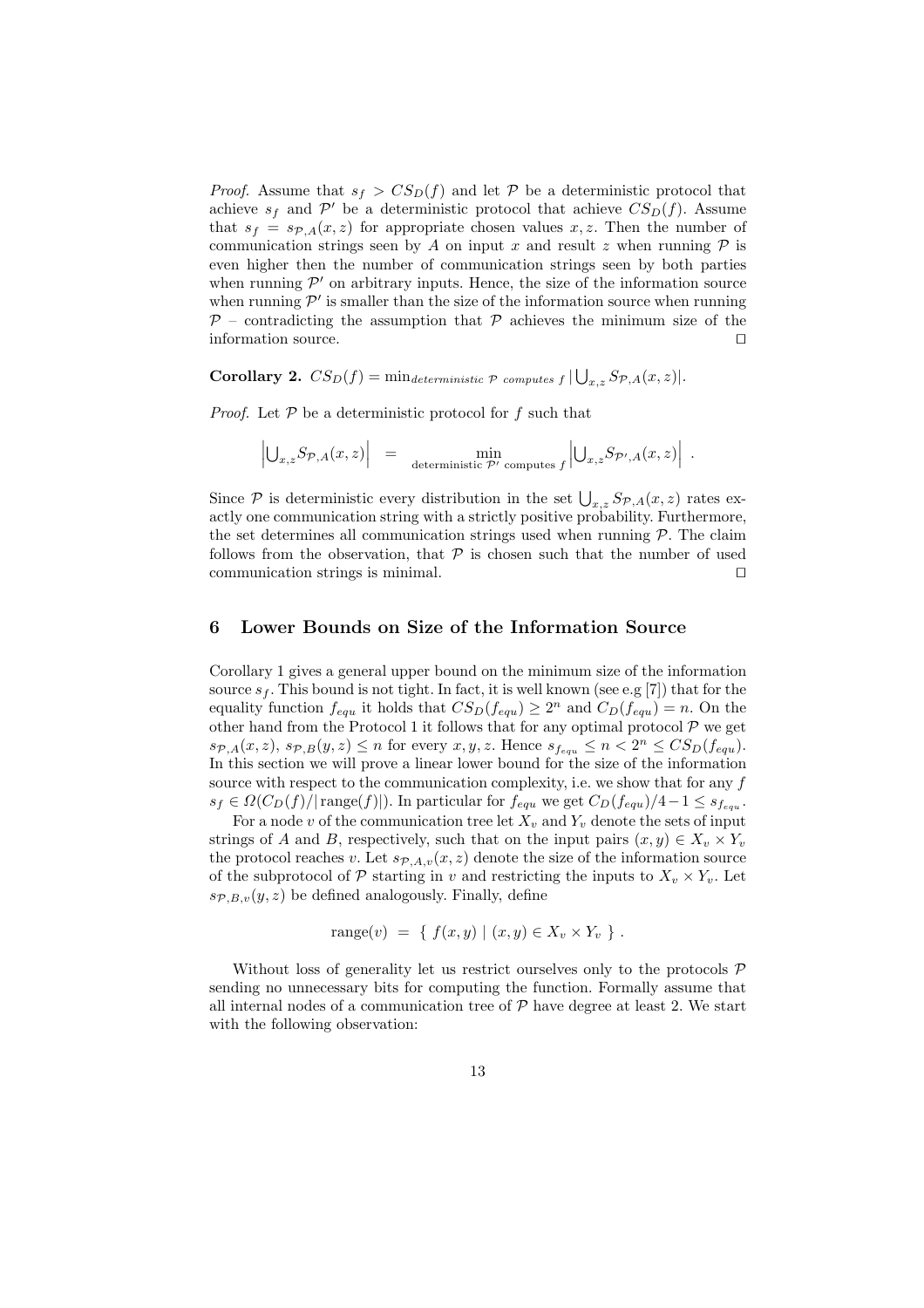*Proof.* Assume that $s_f > CS_D(f)$ and let $\mathcal{P}$ be a deterministic protocol that achieve $s_f$ and $\mathcal{P}'$ be a deterministic protocol that achieve $CS_D(f)$. Assume that $s_f = s_{\mathcal{P},A}(x,z)$ for appropriate chosen values $x, z$. Then the number of communication strings seen by $A$ on input $x$ and result $z$ when running $\mathcal{P}$ is even higher then the number of communication strings seen by both parties when running $\mathcal{P}'$ on arbitrary inputs. Hence, the size of the information source when running $\mathcal{P}'$ is smaller than the size of the information source when running $\mathcal{P}$ – contradicting the assumption that $\mathcal{P}$ achieves the minimum size of the information source. ◻

**Corollary 2.** $CS_D(f) = \min_{deterministic\ \mathcal{P}\ computes\ f} |\bigcup_{x,z} S_{\mathcal{P},A}(x,z)|$.

*Proof.* Let $\mathcal{P}$ be a deterministic protocol for $f$ such that

$$\left|\bigcup_{x,z} S_{\mathcal{P},A}(x,z)\right| \quad = \quad \min_{\text{deterministic } \mathcal{P}' \text{ computes } f} \left|\bigcup_{x,z} S_{\mathcal{P}',A}(x,z)\right| \ .$$

Since $\mathcal{P}$ is deterministic every distribution in the set $\bigcup_{x,z} S_{\mathcal{P},A}(x,z)$ rates exactly one communication string with a strictly positive probability. Furthermore, the set determines all communication strings used when running $\mathcal{P}$. The claim follows from the observation, that $\mathcal{P}$ is chosen such that the number of used communication strings is minimal. ◻

## 6 Lower Bounds on Size of the Information Source

Corollary 1 gives a general upper bound on the minimum size of the information source $s_f$. This bound is not tight. In fact, it is well known (see e.g [7]) that for the equality function $f_{equ}$ it holds that $CS_D(f_{equ}) \geq 2^n$ and $C_D(f_{equ}) = n$. On the other hand from the Protocol 1 it follows that for any optimal protocol $\mathcal{P}$ we get $s_{\mathcal{P},A}(x,z)$, $s_{\mathcal{P},B}(y,z) \leq n$ for every $x, y, z$. Hence $s_{f_{equ}} \leq n < 2^n \leq CS_D(f_{equ})$. In this section we will prove a linear lower bound for the size of the information source with respect to the communication complexity, i.e. we show that for any $f$ $s_f \in \Omega(C_D(f)/|\operatorname{range}(f)|)$. In particular for $f_{equ}$ we get $C_D(f_{equ})/4 - 1 \leq s_{f_{equ}}$.

For a node $v$ of the communication tree let $X_v$ and $Y_v$ denote the sets of input strings of $A$ and $B$, respectively, such that on the input pairs $(x,y) \in X_v \times Y_v$ the protocol reaches $v$. Let $s_{\mathcal{P},A,v}(x,z)$ denote the size of the information source of the subprotocol of $\mathcal{P}$ starting in $v$ and restricting the inputs to $X_v \times Y_v$. Let $s_{\mathcal{P},B,v}(y,z)$ be defined analogously. Finally, define

$$\operatorname{range}(v) \ = \ \{\ f(x,y) \mid (x,y) \in X_v \times Y_v\ \} \ .$$

Without loss of generality let us restrict ourselves only to the protocols $\mathcal{P}$ sending no unnecessary bits for computing the function. Formally assume that all internal nodes of a communication tree of $\mathcal{P}$ have degree at least 2. We start with the following observation: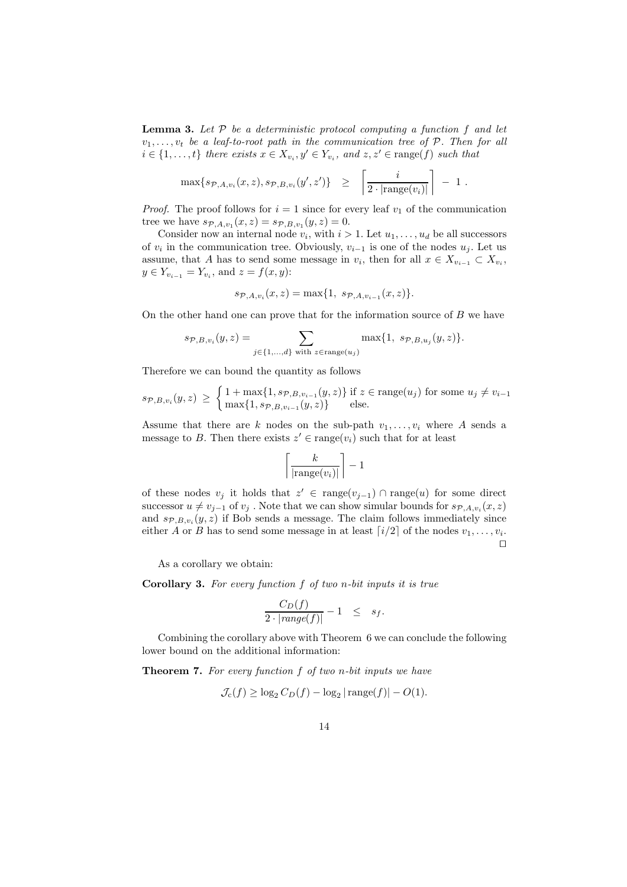**Lemma 3.** *Let $\mathcal{P}$ be a deterministic protocol computing a function $f$ and let $v_1, \ldots, v_t$ be a leaf-to-root path in the communication tree of $\mathcal{P}$. Then for all $i \in \{1, \ldots, t\}$ there exists $x \in X_{v_i}, y' \in Y_{v_i}$, and $z, z' \in \text{range}(f)$ such that*

$$\max\{s_{\mathcal{P},A,v_i}(x,z), s_{\mathcal{P},B,v_i}(y',z')\} \quad \geq \quad \left\lceil \frac{i}{2 \cdot |\text{range}(v_i)|} \right\rceil \; - \; 1 \; .$$

*Proof.* The proof follows for $i = 1$ since for every leaf $v_1$ of the communication tree we have $s_{\mathcal{P},A,v_1}(x,z) = s_{\mathcal{P},B,v_1}(y,z) = 0$.

Consider now an internal node $v_i$, with $i > 1$. Let $u_1, \ldots, u_d$ be all successors of $v_i$ in the communication tree. Obviously, $v_{i-1}$ is one of the nodes $u_j$. Let us assume, that $A$ has to send some message in $v_i$, then for all $x \in X_{v_{i-1}} \subset X_{v_i}$, $y \in Y_{v_{i-1}} = Y_{v_i}$, and $z = f(x,y)$:

$$s_{\mathcal{P},A,v_i}(x,z) = \max\{1, \; s_{\mathcal{P},A,v_{i-1}}(x,z)\}.$$

On the other hand one can prove that for the information source of $B$ we have

$$s_{\mathcal{P},B,v_i}(y,z) = \sum_{j \in \{1,\ldots,d\} \text{ with } z \in \text{range}(u_j)} \max\{1, \; s_{\mathcal{P},B,u_j}(y,z)\}.$$

Therefore we can bound the quantity as follows

$$s_{\mathcal{P},B,v_i}(y,z) \; \geq \; \begin{cases} 1 + \max\{1, s_{\mathcal{P},B,v_{i-1}}(y,z)\} & \text{if } z \in \text{range}(u_j) \text{ for some } u_j \neq v_{i-1} \\ \max\{1, s_{\mathcal{P},B,v_{i-1}}(y,z)\} & \text{else.} \end{cases}$$

Assume that there are $k$ nodes on the sub-path $v_1, \ldots, v_i$ where $A$ sends a message to $B$. Then there exists $z' \in \text{range}(v_i)$ such that for at least

$$\left\lceil \frac{k}{|\text{range}(v_i)|} \right\rceil - 1$$

of these nodes $v_j$ it holds that $z' \in \text{range}(v_{j-1}) \cap \text{range}(u)$ for some direct successor $u \neq v_{j-1}$ of $v_j$ . Note that we can show simular bounds for $s_{\mathcal{P},A,v_i}(x,z)$ and $s_{\mathcal{P},B,v_i}(y,z)$ if Bob sends a message. The claim follows immediately since either $A$ or $B$ has to send some message in at least $\lceil i/2 \rceil$ of the nodes $v_1, \ldots, v_i$. $\square$

As a corollary we obtain:

**Corollary 3.** *For every function $f$ of two $n$-bit inputs it is true*

$$\frac{C_D(f)}{2 \cdot |range(f)|} - 1 \quad \leq \quad s_f.$$

Combining the corollary above with Theorem 6 we can conclude the following lower bound on the additional information:

**Theorem 7.** *For every function $f$ of two $n$-bit inputs we have*

$$\mathcal{J}_c(f) \geq \log_2 C_D(f) - \log_2 |\text{range}(f)| - O(1).$$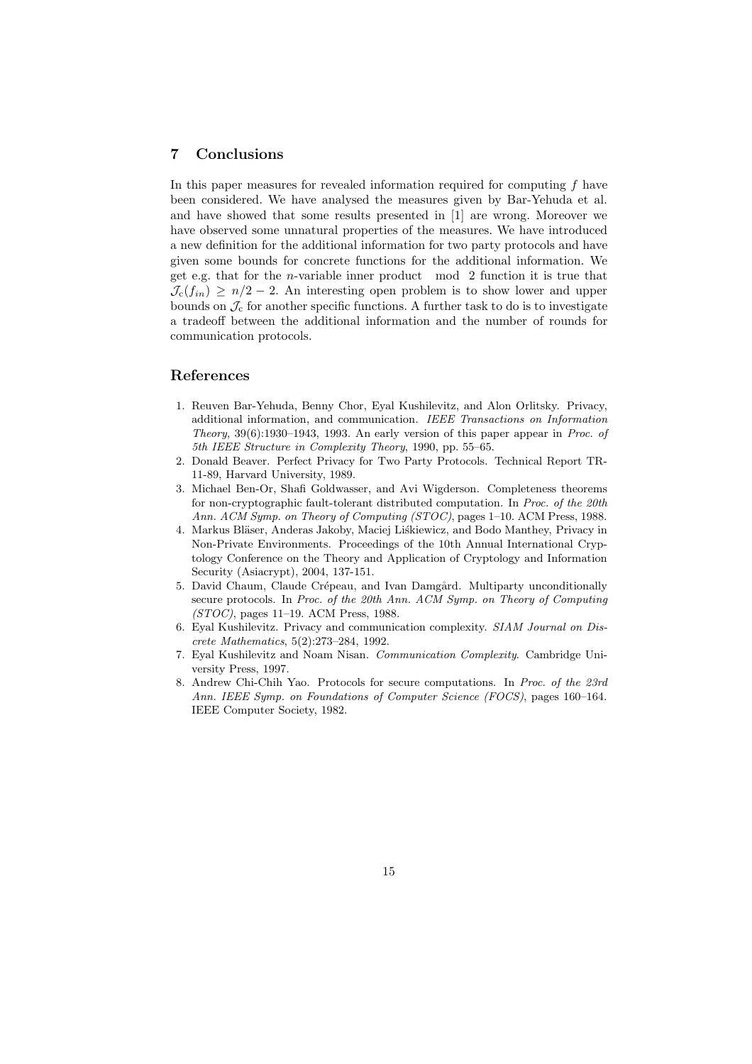## 7 Conclusions

In this paper measures for revealed information required for computing $f$ have been considered. We have analysed the measures given by Bar-Yehuda et al. and have showed that some results presented in [1] are wrong. Moreover we have observed some unnatural properties of the measures. We have introduced a new definition for the additional information for two party protocols and have given some bounds for concrete functions for the additional information. We get e.g. that for the $n$-variable inner product $\mod 2$ function it is true that $\mathcal{J}_c(f_{in}) \geq n/2 - 2$. An interesting open problem is to show lower and upper bounds on $\mathcal{J}_c$ for another specific functions. A further task to do is to investigate a tradeoff between the additional information and the number of rounds for communication protocols.

## References

1. Reuven Bar-Yehuda, Benny Chor, Eyal Kushilevitz, and Alon Orlitsky. Privacy, additional information, and communication. *IEEE Transactions on Information Theory*, 39(6):1930–1943, 1993. An early version of this paper appear in *Proc. of 5th IEEE Structure in Complexity Theory*, 1990, pp. 55–65.
2. Donald Beaver. Perfect Privacy for Two Party Protocols. Technical Report TR-11-89, Harvard University, 1989.
3. Michael Ben-Or, Shafi Goldwasser, and Avi Wigderson. Completeness theorems for non-cryptographic fault-tolerant distributed computation. In *Proc. of the 20th Ann. ACM Symp. on Theory of Computing (STOC)*, pages 1–10. ACM Press, 1988.
4. Markus Bläser, Anderas Jakoby, Maciej Liśkiewicz, and Bodo Manthey, Privacy in Non-Private Environments. Proceedings of the 10th Annual International Cryptology Conference on the Theory and Application of Cryptology and Information Security (Asiacrypt), 2004, 137-151.
5. David Chaum, Claude Crépeau, and Ivan Damgård. Multiparty unconditionally secure protocols. In *Proc. of the 20th Ann. ACM Symp. on Theory of Computing (STOC)*, pages 11–19. ACM Press, 1988.
6. Eyal Kushilevitz. Privacy and communication complexity. *SIAM Journal on Discrete Mathematics*, 5(2):273–284, 1992.
7. Eyal Kushilevitz and Noam Nisan. *Communication Complexity*. Cambridge University Press, 1997.
8. Andrew Chi-Chih Yao. Protocols for secure computations. In *Proc. of the 23rd Ann. IEEE Symp. on Foundations of Computer Science (FOCS)*, pages 160–164. IEEE Computer Society, 1982.